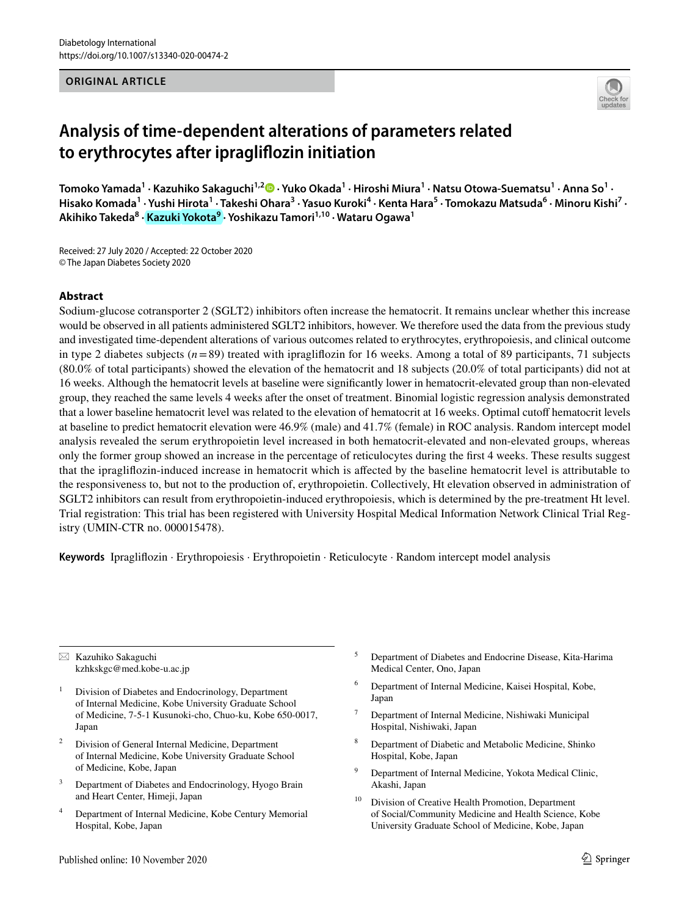Diabetology International
https://doi.org/10.1007/s13340-020-00474-2

**ORIGINAL ARTICLE**

# Analysis of time-dependent alterations of parameters related to erythrocytes after ipragliflozin initiation

**Tomoko Yamada[1] · Kazuhiko Sakaguchi[1,2] · Yuko Okada[1] · Hiroshi Miura[1] · Natsu Otowa-Suematsu[1] · Anna So[1] · Hisako Komada[1] · Yushi Hirota[1] · Takeshi Ohara[3] · Yasuo Kuroki[4] · Kenta Hara[5] · Tomokazu Matsuda[6] · Minoru Kishi[7] · Akihiko Takeda[8] · Kazuki Yokota[9] · Yoshikazu Tamori[1,10] · Wataru Ogawa[1]**

Received: 27 July 2020 / Accepted: 22 October 2020
© The Japan Diabetes Society 2020

## Abstract

Sodium-glucose cotransporter 2 (SGLT2) inhibitors often increase the hematocrit. It remains unclear whether this increase would be observed in all patients administered SGLT2 inhibitors, however. We therefore used the data from the previous study and investigated time-dependent alterations of various outcomes related to erythrocytes, erythropoiesis, and clinical outcome in type 2 diabetes subjects ($n=89$) treated with ipragliflozin for 16 weeks. Among a total of 89 participants, 71 subjects (80.0% of total participants) showed the elevation of the hematocrit and 18 subjects (20.0% of total participants) did not at 16 weeks. Although the hematocrit levels at baseline were significantly lower in hematocrit-elevated group than non-elevated group, they reached the same levels 4 weeks after the onset of treatment. Binomial logistic regression analysis demonstrated that a lower baseline hematocrit level was related to the elevation of hematocrit at 16 weeks. Optimal cutoff hematocrit levels at baseline to predict hematocrit elevation were 46.9% (male) and 41.7% (female) in ROC analysis. Random intercept model analysis revealed the serum erythropoietin level increased in both hematocrit-elevated and non-elevated groups, whereas only the former group showed an increase in the percentage of reticulocytes during the first 4 weeks. These results suggest that the ipragliflozin-induced increase in hematocrit which is affected by the baseline hematocrit level is attributable to the responsiveness to, but not to the production of, erythropoietin. Collectively, Ht elevation observed in administration of SGLT2 inhibitors can result from erythropoietin-induced erythropoiesis, which is determined by the pre-treatment Ht level. Trial registration: This trial has been registered with University Hospital Medical Information Network Clinical Trial Registry (UMIN-CTR no. 000015478).

**Keywords** Ipragliflozin · Erythropoiesis · Erythropoietin · Reticulocyte · Random intercept model analysis

---

✉ Kazuhiko Sakaguchi
kzhkskgc@med.kobe-u.ac.jp

1 Division of Diabetes and Endocrinology, Department of Internal Medicine, Kobe University Graduate School of Medicine, 7-5-1 Kusunoki-cho, Chuo-ku, Kobe 650-0017, Japan

2 Division of General Internal Medicine, Department of Internal Medicine, Kobe University Graduate School of Medicine, Kobe, Japan

3 Department of Diabetes and Endocrinology, Hyogo Brain and Heart Center, Himeji, Japan

4 Department of Internal Medicine, Kobe Century Memorial Hospital, Kobe, Japan

5 Department of Diabetes and Endocrine Disease, Kita-Harima Medical Center, Ono, Japan

6 Department of Internal Medicine, Kaisei Hospital, Kobe, Japan

7 Department of Internal Medicine, Nishiwaki Municipal Hospital, Nishiwaki, Japan

8 Department of Diabetic and Metabolic Medicine, Shinko Hospital, Kobe, Japan

9 Department of Internal Medicine, Yokota Medical Clinic, Akashi, Japan

10 Division of Creative Health Promotion, Department of Social/Community Medicine and Health Science, Kobe University Graduate School of Medicine, Kobe, Japan

Published online: 10 November 2020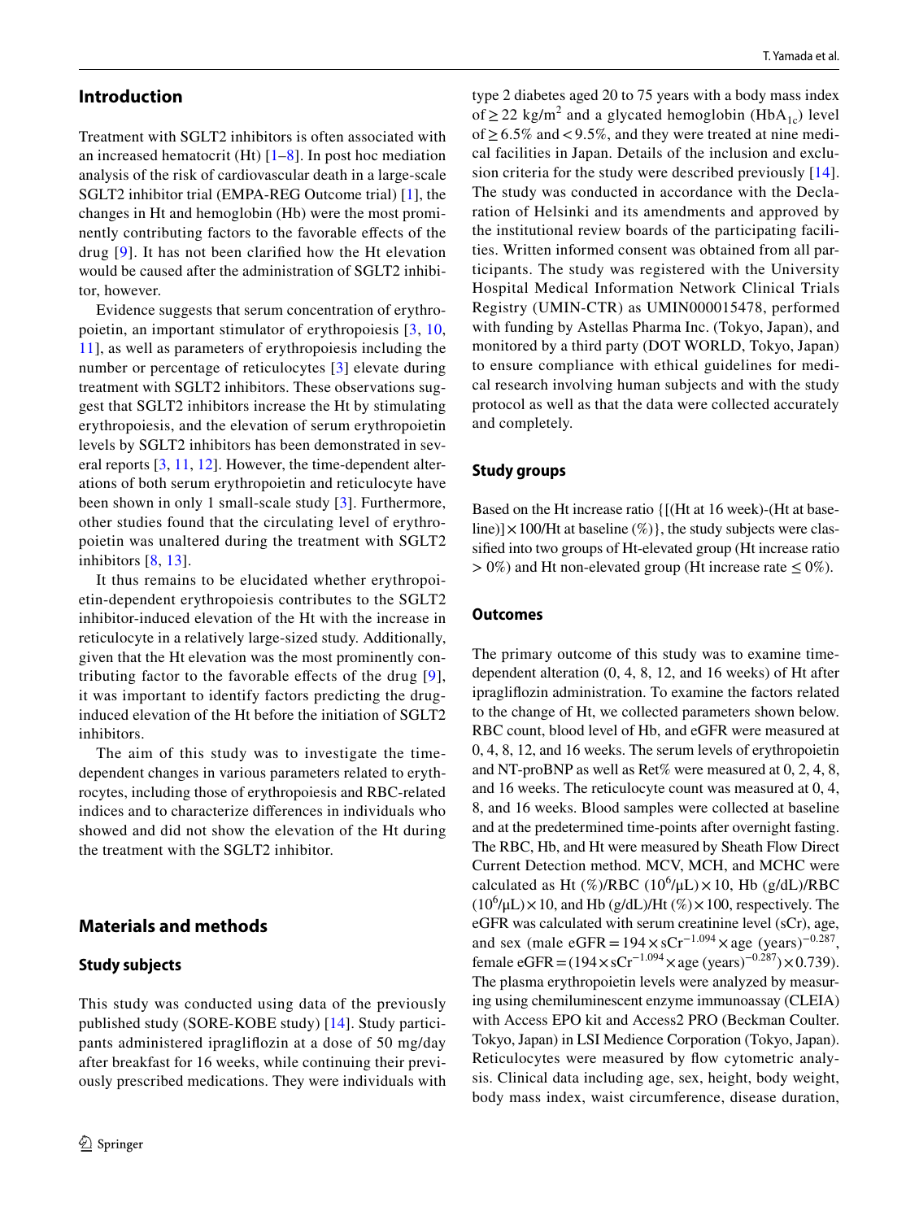## Introduction

Treatment with SGLT2 inhibitors is often associated with an increased hematocrit (Ht) [1–8]. In post hoc mediation analysis of the risk of cardiovascular death in a large-scale SGLT2 inhibitor trial (EMPA-REG Outcome trial) [1], the changes in Ht and hemoglobin (Hb) were the most prominently contributing factors to the favorable effects of the drug [9]. It has not been clarified how the Ht elevation would be caused after the administration of SGLT2 inhibitor, however.

Evidence suggests that serum concentration of erythropoietin, an important stimulator of erythropoiesis [3, 10, 11], as well as parameters of erythropoiesis including the number or percentage of reticulocytes [3] elevate during treatment with SGLT2 inhibitors. These observations suggest that SGLT2 inhibitors increase the Ht by stimulating erythropoiesis, and the elevation of serum erythropoietin levels by SGLT2 inhibitors has been demonstrated in several reports [3, 11, 12]. However, the time-dependent alterations of both serum erythropoietin and reticulocyte have been shown in only 1 small-scale study [3]. Furthermore, other studies found that the circulating level of erythropoietin was unaltered during the treatment with SGLT2 inhibitors [8, 13].

It thus remains to be elucidated whether erythropoietin-dependent erythropoiesis contributes to the SGLT2 inhibitor-induced elevation of the Ht with the increase in reticulocyte in a relatively large-sized study. Additionally, given that the Ht elevation was the most prominently contributing factor to the favorable effects of the drug [9], it was important to identify factors predicting the drug-induced elevation of the Ht before the initiation of SGLT2 inhibitors.

The aim of this study was to investigate the time-dependent changes in various parameters related to erythrocytes, including those of erythropoiesis and RBC-related indices and to characterize differences in individuals who showed and did not show the elevation of the Ht during the treatment with the SGLT2 inhibitor.

## Materials and methods

### Study subjects

This study was conducted using data of the previously published study (SORE-KOBE study) [14]. Study participants administered ipragliflozin at a dose of 50 mg/day after breakfast for 16 weeks, while continuing their previously prescribed medications. They were individuals with type 2 diabetes aged 20 to 75 years with a body mass index of ≥ 22 kg/m$^2$ and a glycated hemoglobin ($HbA_{1c}$) level of ≥ 6.5% and < 9.5%, and they were treated at nine medical facilities in Japan. Details of the inclusion and exclusion criteria for the study were described previously [14]. The study was conducted in accordance with the Declaration of Helsinki and its amendments and approved by the institutional review boards of the participating facilities. Written informed consent was obtained from all participants. The study was registered with the University Hospital Medical Information Network Clinical Trials Registry (UMIN-CTR) as UMIN000015478, performed with funding by Astellas Pharma Inc. (Tokyo, Japan), and monitored by a third party (DOT WORLD, Tokyo, Japan) to ensure compliance with ethical guidelines for medical research involving human subjects and with the study protocol as well as that the data were collected accurately and completely.

### Study groups

Based on the Ht increase ratio {[(Ht at 16 week)-(Ht at baseline)] × 100/Ht at baseline (%)}, the study subjects were classified into two groups of Ht-elevated group (Ht increase ratio > 0%) and Ht non-elevated group (Ht increase rate ≤ 0%).

### Outcomes

The primary outcome of this study was to examine time-dependent alteration (0, 4, 8, 12, and 16 weeks) of Ht after ipragliflozin administration. To examine the factors related to the change of Ht, we collected parameters shown below. RBC count, blood level of Hb, and eGFR were measured at 0, 4, 8, 12, and 16 weeks. The serum levels of erythropoietin and NT-proBNP as well as Ret% were measured at 0, 2, 4, 8, and 16 weeks. The reticulocyte count was measured at 0, 4, 8, and 16 weeks. Blood samples were collected at baseline and at the predetermined time-points after overnight fasting. The RBC, Hb, and Ht were measured by Sheath Flow Direct Current Detection method. MCV, MCH, and MCHC were calculated as Ht (%)/RBC ($10^6$/μL) × 10, Hb (g/dL)/RBC ($10^6$/μL) × 10, and Hb (g/dL)/Ht (%) × 100, respectively. The eGFR was calculated with serum creatinine level (sCr), age, and sex (male eGFR = $194 \times sCr^{-1.094} \times age\ (years)^{-0.287}$, female eGFR = $(194 \times sCr^{-1.094} \times age\ (years)^{-0.287}) \times 0.739$). The plasma erythropoietin levels were analyzed by measuring using chemiluminescent enzyme immunoassay (CLEIA) with Access EPO kit and Access2 PRO (Beckman Coulter. Tokyo, Japan) in LSI Medience Corporation (Tokyo, Japan). Reticulocytes were measured by flow cytometric analysis. Clinical data including age, sex, height, body weight, body mass index, waist circumference, disease duration,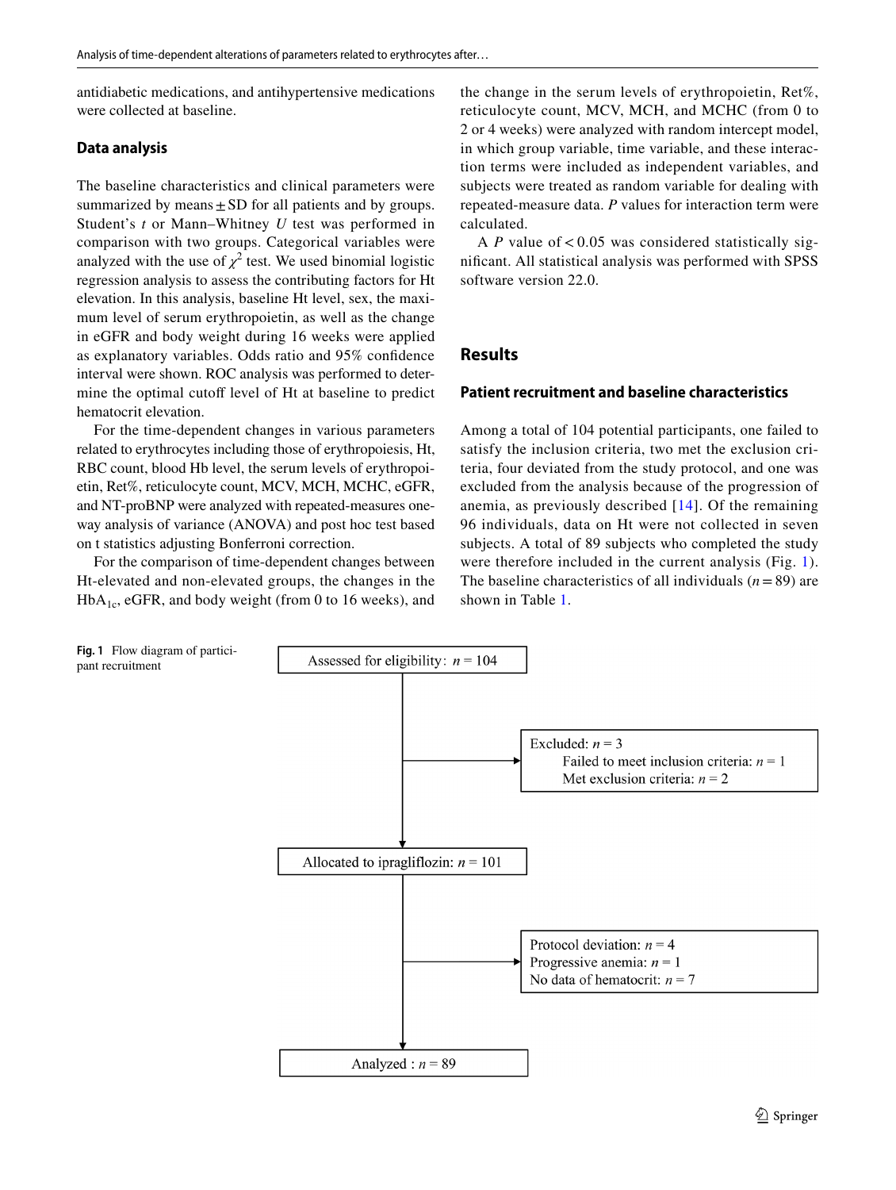antidiabetic medications, and antihypertensive medications were collected at baseline.

### Data analysis

The baseline characteristics and clinical parameters were summarized by means ± SD for all patients and by groups. Student's *t* or Mann–Whitney *U* test was performed in comparison with two groups. Categorical variables were analyzed with the use of $\chi^2$ test. We used binomial logistic regression analysis to assess the contributing factors for Ht elevation. In this analysis, baseline Ht level, sex, the maximum level of serum erythropoietin, as well as the change in eGFR and body weight during 16 weeks were applied as explanatory variables. Odds ratio and 95% confidence interval were shown. ROC analysis was performed to determine the optimal cutoff level of Ht at baseline to predict hematocrit elevation.

For the time-dependent changes in various parameters related to erythrocytes including those of erythropoiesis, Ht, RBC count, blood Hb level, the serum levels of erythropoietin, Ret%, reticulocyte count, MCV, MCH, MCHC, eGFR, and NT-proBNP were analyzed with repeated-measures one-way analysis of variance (ANOVA) and post hoc test based on t statistics adjusting Bonferroni correction.

For the comparison of time-dependent changes between Ht-elevated and non-elevated groups, the changes in the $HbA_{1c}$, eGFR, and body weight (from 0 to 16 weeks), and the change in the serum levels of erythropoietin, Ret%, reticulocyte count, MCV, MCH, and MCHC (from 0 to 2 or 4 weeks) were analyzed with random intercept model, in which group variable, time variable, and these interaction terms were included as independent variables, and subjects were treated as random variable for dealing with repeated-measure data. *P* values for interaction term were calculated.

A *P* value of < 0.05 was considered statistically significant. All statistical analysis was performed with SPSS software version 22.0.

## Results

### Patient recruitment and baseline characteristics

Among a total of 104 potential participants, one failed to satisfy the inclusion criteria, two met the exclusion criteria, four deviated from the study protocol, and one was excluded from the analysis because of the progression of anemia, as previously described [14]. Of the remaining 96 individuals, data on Ht were not collected in seven subjects. A total of 89 subjects who completed the study were therefore included in the current analysis (Fig. 1). The baseline characteristics of all individuals ($n = 89$) are shown in Table 1.

Assessed for eligibility: $n = 104$

Excluded: $n = 3$
- Failed to meet inclusion criteria: $n = 1$
- Met exclusion criteria: $n = 2$

Allocated to ipragliflozin: $n = 101$

- Protocol deviation: $n = 4$
- Progressive anemia: $n = 1$
- No data of hematocrit: $n = 7$

Analyzed : $n = 89$

**Fig. 1** Flow diagram of participant recruitment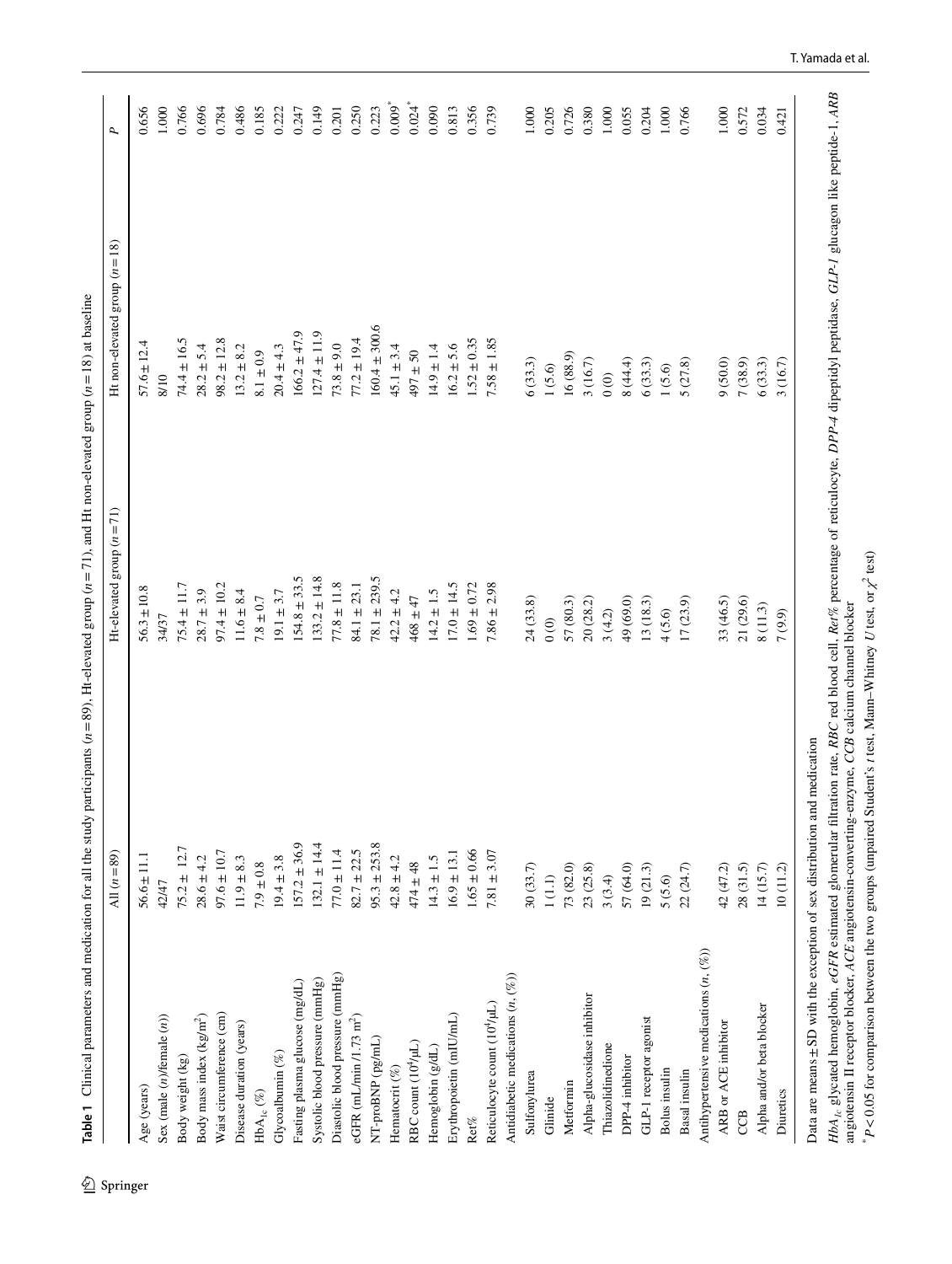**Table 1** Clinical parameters and medication for all the study participants ($n = 89$), Ht-elevated group ($n = 71$), and Ht non-elevated group ($n = 18$) at baseline

| | All ($n = 89$) | Ht-elevated group ($n = 71$) | Ht non-elevated group ($n = 18$) | $P$ |
|---|---|---|---|---|
| Age (years) | 56.6 ± 11.1 | 56.3 ± 10.8 | 57.6 ± 12.4 | 0.656 |
| Sex (male (*n*)/female (*n*)) | 42/47 | 34/37 | 8/10 | 1.000 |
| Body weight (kg) | 75.2 ± 12.7 | 75.4 ± 11.7 | 74.4 ± 16.5 | 0.766 |
| Body mass index (kg/m$^2$) | 28.6 ± 4.2 | 28.7 ± 3.9 | 28.2 ± 5.4 | 0.696 |
| Waist circumference (cm) | 97.6 ± 10.7 | 97.4 ± 10.2 | 98.2 ± 12.8 | 0.784 |
| Disease duration (years) | 11.9 ± 8.3 | 11.6 ± 8.4 | 13.2 ± 8.2 | 0.486 |
| $HbA_{1c}$ (%) | 7.9 ± 0.8 | 7.8 ± 0.7 | 8.1 ± 0.9 | 0.185 |
| Glycoalbumin (%) | 19.4 ± 3.8 | 19.1 ± 3.7 | 20.4 ± 4.3 | 0.222 |
| Fasting plasma glucose (mg/dL) | 157.2 ± 36.9 | 154.8 ± 33.5 | 166.2 ± 47.9 | 0.247 |
| Systolic blood pressure (mmHg) | 132.1 ± 14.4 | 133.2 ± 14.8 | 127.4 ± 11.9 | 0.149 |
| Diastolic blood pressure (mmHg) | 77.0 ± 11.4 | 77.8 ± 11.8 | 73.8 ± 9.0 | 0.201 |
| eGFR (mL/min /1.73 m$^2$) | 82.7 ± 22.5 | 84.1 ± 23.1 | 77.2 ± 19.4 | 0.250 |
| NT-proBNP (pg/mL) | 95.3 ± 253.8 | 78.1 ± 239.5 | 160.4 ± 300.6 | 0.223 |
| Hematocrit (%) | 42.8 ± 4.2 | 42.2 ± 4.2 | 45.1 ± 3.4 | 0.009* |
| RBC count (10$^4$/μL) | 474 ± 48 | 468 ± 47 | 497 ± 50 | 0.024* |
| Hemoglobin (g/dL) | 14.3 ± 1.5 | 14.2 ± 1.5 | 14.9 ± 1.4 | 0.090 |
| Erythropoietin (mIU/mL) | 16.9 ± 13.1 | 17.0 ± 14.5 | 16.2 ± 5.6 | 0.813 |
| Ret% | 1.65 ± 0.66 | 1.69 ± 0.72 | 1.52 ± 0.35 | 0.356 |
| Reticulocyte count (10$^4$/μL) | 7.81 ± 3.07 | 7.86 ± 2.98 | 7.58 ± 1.85 | 0.739 |
| Antidiabetic medications (*n*, (%)) | | | | |
| Sulfonylurea | 30 (33.7) | 24 (33.8) | 6 (33.3) | 1.000 |
| Glinide | 1 (1.1) | 0 (0) | 1 (5.6) | 0.205 |
| Metformin | 73 (82.0) | 57 (80.3) | 16 (88.9) | 0.726 |
| Alpha-glucosidase inhibitor | 23 (25.8) | 20 (28.2) | 3 (16.7) | 0.380 |
| Thiazolidinedione | 3 (3.4) | 3 (4.2) | 0 (0) | 1.000 |
| DPP-4 inhibitor | 57 (64.0) | 49 (69.0) | 8 (44.4) | 0.055 |
| GLP-1 receptor agonist | 19 (21.3) | 13 (18.3) | 6 (33.3) | 0.204 |
| Bolus insulin | 5 (5.6) | 4 (5.6) | 1 (5.6) | 1.000 |
| Basal insulin | 22 (24.7) | 17 (23.9) | 5 (27.8) | 0.766 |
| Antihypertensive medications (*n*, (%)) | | | | |
| ARB or ACE inhibitor | 42 (47.2) | 33 (46.5) | 9 (50.0) | 1.000 |
| CCB | 28 (31.5) | 21 (29.6) | 7 (38.9) | 0.572 |
| Alpha and/or beta blocker | 14 (15.7) | 8 (11.3) | 6 (33.3) | 0.034 |
| Diuretics | 10 (11.2) | 7 (9.9) | 3 (16.7) | 0.421 |

Data are means ± SD with the exception of sex distribution and medication

*$HbA_{1c}$* glycated hemoglobin, *eGFR* estimated glomerular filtration rate, *RBC* red blood cell, *Ret%* percentage of reticulocyte, *DPP-4* dipeptidyl peptidase, *GLP-1* glucagon like peptide-1, *ARB* angiotensin II receptor blocker, *ACE* angiotensin-converting-enzyme, *CCB* calcium channel blocker

*$P < 0.05$ for comparison between the two groups (unpaired Student's *t* test, Mann–Whitney *U* test, or $\chi^2$ test)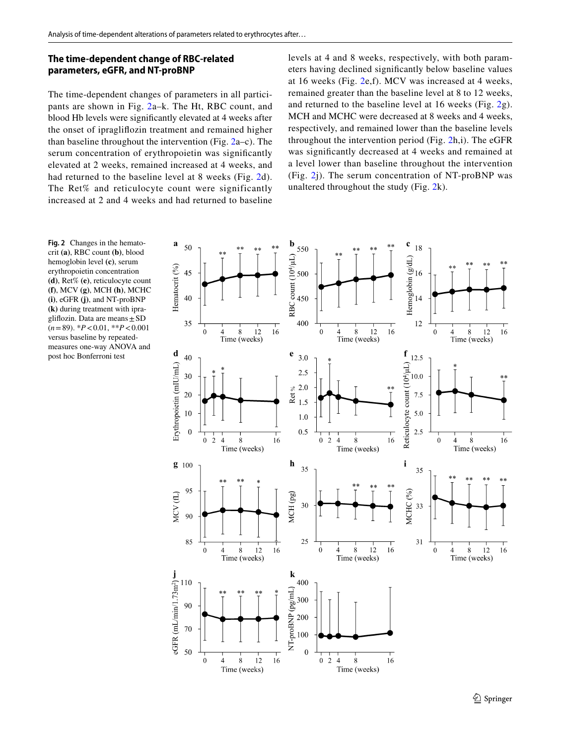### The time-dependent change of RBC-related parameters, eGFR, and NT-proBNP

The time-dependent changes of parameters in all participants are shown in Fig. 2a–k. The Ht, RBC count, and blood Hb levels were significantly elevated at 4 weeks after the onset of ipragliflozin treatment and remained higher than baseline throughout the intervention (Fig. 2a–c). The serum concentration of erythropoietin was significantly elevated at 2 weeks, remained increased at 4 weeks, and had returned to the baseline level at 8 weeks (Fig. 2d). The Ret% and reticulocyte count were significantly increased at 2 and 4 weeks and had returned to baseline levels at 4 and 8 weeks, respectively, with both parameters having declined significantly below baseline values at 16 weeks (Fig. 2e,f). MCV was increased at 4 weeks, remained greater than the baseline level at 8 to 12 weeks, and returned to the baseline level at 16 weeks (Fig. 2g). MCH and MCHC were decreased at 8 weeks and 4 weeks, respectively, and remained lower than the baseline levels throughout the intervention period (Fig. 2h,i). The eGFR was significantly decreased at 4 weeks and remained at a level lower than baseline throughout the intervention (Fig. 2j). The serum concentration of NT-proBNP was unaltered throughout the study (Fig. 2k).

**Fig. 2** Changes in the hematocrit **(a)**, RBC count **(b)**, blood hemoglobin level **(c)**, serum erythropoietin concentration **(d)**, Ret% **(e)**, reticulocyte count **(f)**, MCV **(g)**, MCH **(h)**, MCHC **(i)**, eGFR **(j)**, and NT-proBNP **(k)** during treatment with ipragliflozin. Data are means ± SD ($n = 89$). *$P < 0.01$, **$P < 0.001$ versus baseline by repeated-measures one-way ANOVA and post hoc Bonferroni test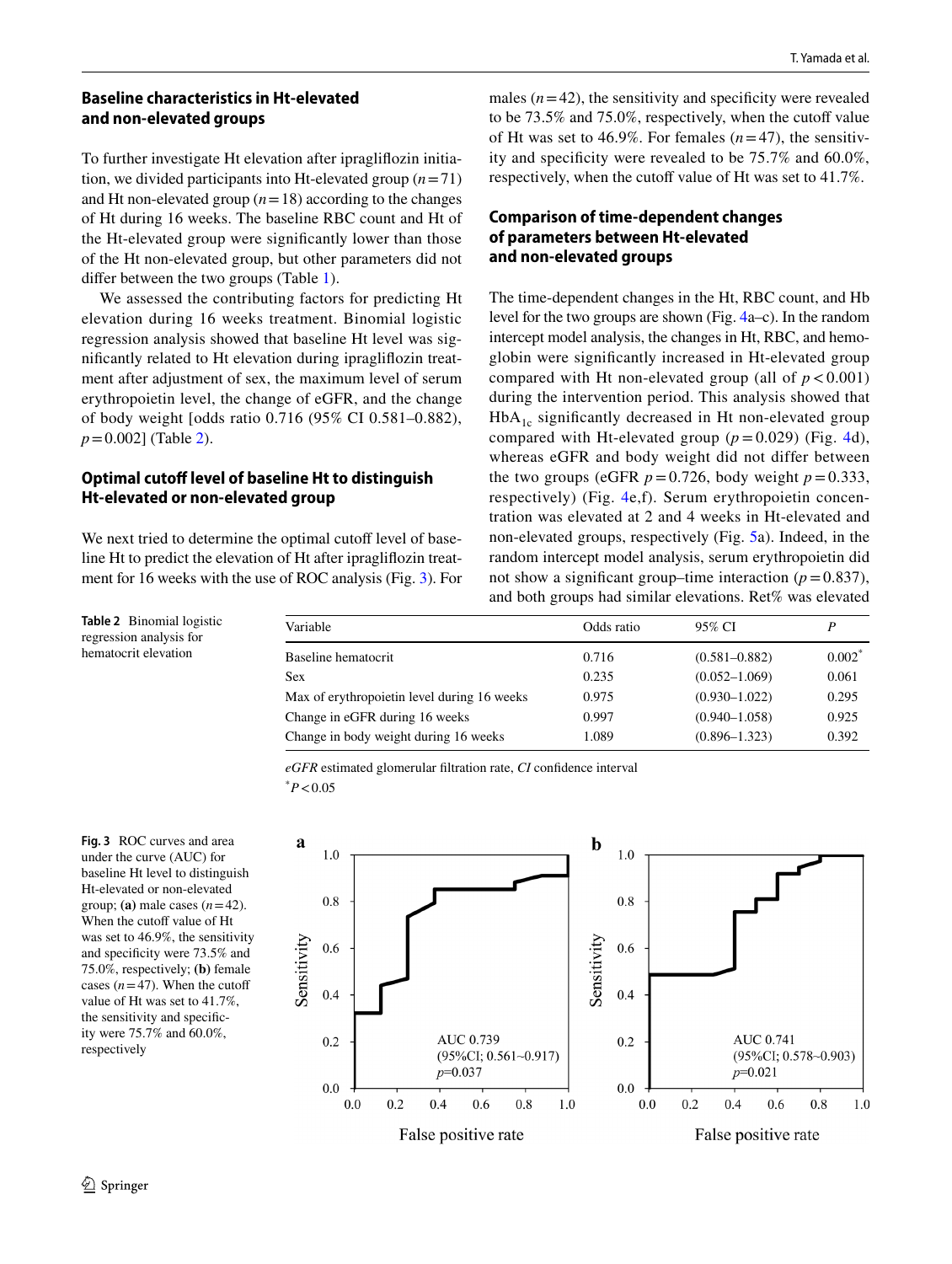## Baseline characteristics in Ht-elevated and non-elevated groups

To further investigate Ht elevation after ipragliflozin initiation, we divided participants into Ht-elevated group ($n=71$) and Ht non-elevated group ($n=18$) according to the changes of Ht during 16 weeks. The baseline RBC count and Ht of the Ht-elevated group were significantly lower than those of the Ht non-elevated group, but other parameters did not differ between the two groups (Table 1).

We assessed the contributing factors for predicting Ht elevation during 16 weeks treatment. Binomial logistic regression analysis showed that baseline Ht level was significantly related to Ht elevation during ipragliflozin treatment after adjustment of sex, the maximum level of serum erythropoietin level, the change of eGFR, and the change of body weight [odds ratio 0.716 (95% CI 0.581–0.882), $p=0.002$] (Table 2).

## Optimal cutoff level of baseline Ht to distinguish Ht-elevated or non-elevated group

We next tried to determine the optimal cutoff level of baseline Ht to predict the elevation of Ht after ipragliflozin treatment for 16 weeks with the use of ROC analysis (Fig. 3). For males ($n=42$), the sensitivity and specificity were revealed to be 73.5% and 75.0%, respectively, when the cutoff value of Ht was set to 46.9%. For females ($n=47$), the sensitivity and specificity were revealed to be 75.7% and 60.0%, respectively, when the cutoff value of Ht was set to 41.7%.

## Comparison of time-dependent changes of parameters between Ht-elevated and non-elevated groups

The time-dependent changes in the Ht, RBC count, and Hb level for the two groups are shown (Fig. 4a–c). In the random intercept model analysis, the changes in Ht, RBC, and hemoglobin were significantly increased in Ht-elevated group compared with Ht non-elevated group (all of $p<0.001$) during the intervention period. This analysis showed that $HbA_{1c}$ significantly decreased in Ht non-elevated group compared with Ht-elevated group ($p=0.029$) (Fig. 4d), whereas eGFR and body weight did not differ between the two groups (eGFR $p=0.726$, body weight $p=0.333$, respectively) (Fig. 4e,f). Serum erythropoietin concentration was elevated at 2 and 4 weeks in Ht-elevated and non-elevated groups, respectively (Fig. 5a). Indeed, in the random intercept model analysis, serum erythropoietin did not show a significant group–time interaction ($p=0.837$), and both groups had similar elevations. Ret% was elevated

**Table 2** Binomial logistic regression analysis for hematocrit elevation

| Variable | Odds ratio | 95% CI | *P* |
|---|---|---|---|
| Baseline hematocrit | 0.716 | (0.581–0.882) | 0.002* |
| Sex | 0.235 | (0.052–1.069) | 0.061 |
| Max of erythropoietin level during 16 weeks | 0.975 | (0.930–1.022) | 0.295 |
| Change in eGFR during 16 weeks | 0.997 | (0.940–1.058) | 0.925 |
| Change in body weight during 16 weeks | 1.089 | (0.896–1.323) | 0.392 |

*eGFR* estimated glomerular filtration rate, *CI* confidence interval

*$P<0.05$

**Fig. 3** ROC curves and area under the curve (AUC) for baseline Ht level to distinguish Ht-elevated or non-elevated group; **(a)** male cases ($n=42$). When the cutoff value of Ht was set to 46.9%, the sensitivity and specificity were 73.5% and 75.0%, respectively; **(b)** female cases ($n=47$). When the cutoff value of Ht was set to 41.7%, the sensitivity and specificity were 75.7% and 60.0%, respectively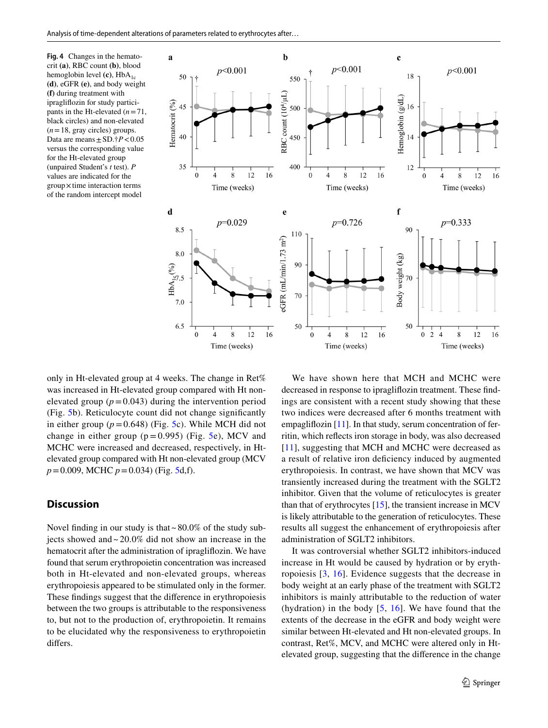**Fig. 4** Changes in the hematocrit (**a**), RBC count (**b**), blood hemoglobin level (**c**), $HbA_{1c}$ (**d**), eGFR (**e**), and body weight (**f**) during treatment with ipragliflozin for study participants in the Ht-elevated ($n = 71$, black circles) and non-elevated ($n = 18$, gray circles) groups. Data are means ± SD.†$P < 0.05$ versus the corresponding value for the Ht-elevated group (unpaired Student's *t* test). *P* values are indicated for the group × time interaction terms of the random intercept model

only in Ht-elevated group at 4 weeks. The change in Ret% was increased in Ht-elevated group compared with Ht non-elevated group ($p = 0.043$) during the intervention period (Fig. 5b). Reticulocyte count did not change significantly in either group ($p = 0.648$) (Fig. 5c). While MCH did not change in either group (p = 0.995) (Fig. 5e), MCV and MCHC were increased and decreased, respectively, in Ht-elevated group compared with Ht non-elevated group (MCV $p = 0.009$, MCHC $p = 0.034$) (Fig. 5d,f).

## Discussion

Novel finding in our study is that ~ 80.0% of the study subjects showed and ~ 20.0% did not show an increase in the hematocrit after the administration of ipragliflozin. We have found that serum erythropoietin concentration was increased both in Ht-elevated and non-elevated groups, whereas erythropoiesis appeared to be stimulated only in the former. These findings suggest that the difference in erythropoiesis between the two groups is attributable to the responsiveness to, but not to the production of, erythropoietin. It remains to be elucidated why the responsiveness to erythropoietin differs.

We have shown here that MCH and MCHC were decreased in response to ipragliflozin treatment. These findings are consistent with a recent study showing that these two indices were decreased after 6 months treatment with empagliflozin [11]. In that study, serum concentration of ferritin, which reflects iron storage in body, was also decreased [11], suggesting that MCH and MCHC were decreased as a result of relative iron deficiency induced by augmented erythropoiesis. In contrast, we have shown that MCV was transiently increased during the treatment with the SGLT2 inhibitor. Given that the volume of reticulocytes is greater than that of erythrocytes [15], the transient increase in MCV is likely attributable to the generation of reticulocytes. These results all suggest the enhancement of erythropoiesis after administration of SGLT2 inhibitors.

It was controversial whether SGLT2 inhibitors-induced increase in Ht would be caused by hydration or by erythropoiesis [3, 16]. Evidence suggests that the decrease in body weight at an early phase of the treatment with SGLT2 inhibitors is mainly attributable to the reduction of water (hydration) in the body [5, 16]. We have found that the extents of the decrease in the eGFR and body weight were similar between Ht-elevated and Ht non-elevated groups. In contrast, Ret%, MCV, and MCHC were altered only in Ht-elevated group, suggesting that the difference in the change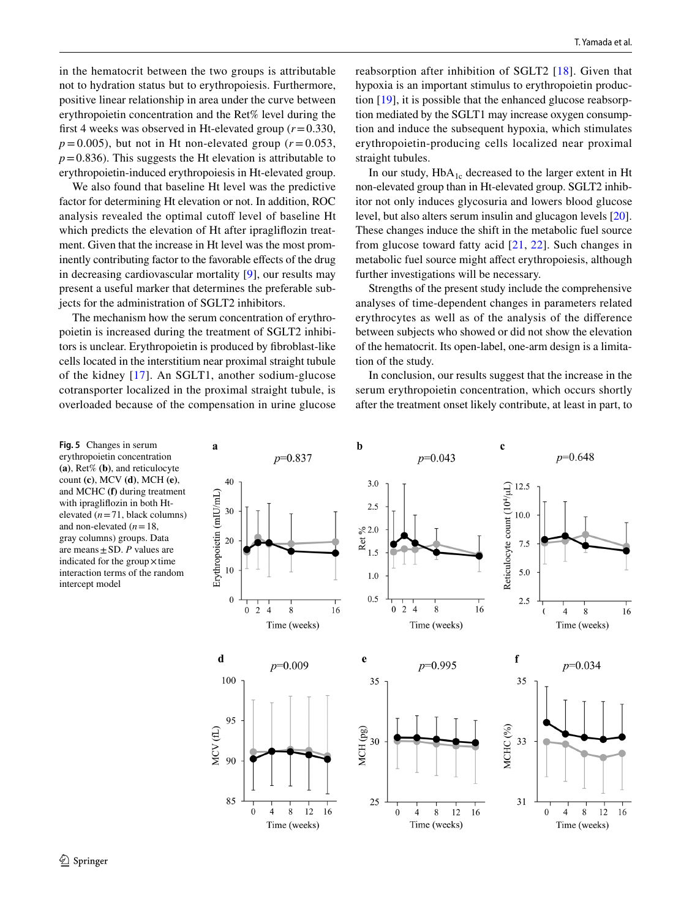in the hematocrit between the two groups is attributable not to hydration status but to erythropoiesis. Furthermore, positive linear relationship in area under the curve between erythropoietin concentration and the Ret% level during the first 4 weeks was observed in Ht-elevated group ($r = 0.330$, $p = 0.005$), but not in Ht non-elevated group ($r = 0.053$, $p = 0.836$). This suggests the Ht elevation is attributable to erythropoietin-induced erythropoiesis in Ht-elevated group.

We also found that baseline Ht level was the predictive factor for determining Ht elevation or not. In addition, ROC analysis revealed the optimal cutoff level of baseline Ht which predicts the elevation of Ht after ipragliflozin treatment. Given that the increase in Ht level was the most prominently contributing factor to the favorable effects of the drug in decreasing cardiovascular mortality [9], our results may present a useful marker that determines the preferable subjects for the administration of SGLT2 inhibitors.

The mechanism how the serum concentration of erythropoietin is increased during the treatment of SGLT2 inhibitors is unclear. Erythropoietin is produced by fibroblast-like cells located in the interstitium near proximal straight tubule of the kidney [17]. An SGLT1, another sodium-glucose cotransporter localized in the proximal straight tubule, is overloaded because of the compensation in urine glucose reabsorption after inhibition of SGLT2 [18]. Given that hypoxia is an important stimulus to erythropoietin production [19], it is possible that the enhanced glucose reabsorption mediated by the SGLT1 may increase oxygen consumption and induce the subsequent hypoxia, which stimulates erythropoietin-producing cells localized near proximal straight tubules.

In our study, $HbA_{1c}$ decreased to the larger extent in Ht non-elevated group than in Ht-elevated group. SGLT2 inhibitor not only induces glycosuria and lowers blood glucose level, but also alters serum insulin and glucagon levels [20]. These changes induce the shift in the metabolic fuel source from glucose toward fatty acid [21, 22]. Such changes in metabolic fuel source might affect erythropoiesis, although further investigations will be necessary.

Strengths of the present study include the comprehensive analyses of time-dependent changes in parameters related erythrocytes as well as of the analysis of the difference between subjects who showed or did not show the elevation of the hematocrit. Its open-label, one-arm design is a limitation of the study.

In conclusion, our results suggest that the increase in the serum erythropoietin concentration, which occurs shortly after the treatment onset likely contribute, at least in part, to

**Fig. 5** Changes in serum erythropoietin concentration (**a**), Ret% (**b**), and reticulocyte count (**c**), MCV (**d**), MCH (**e**), and MCHC (**f**) during treatment with ipragliflozin in both Ht-elevated ($n = 71$, black columns) and non-elevated ($n = 18$, gray columns) groups. Data are means ± SD. *P* values are indicated for the group × time interaction terms of the random intercept model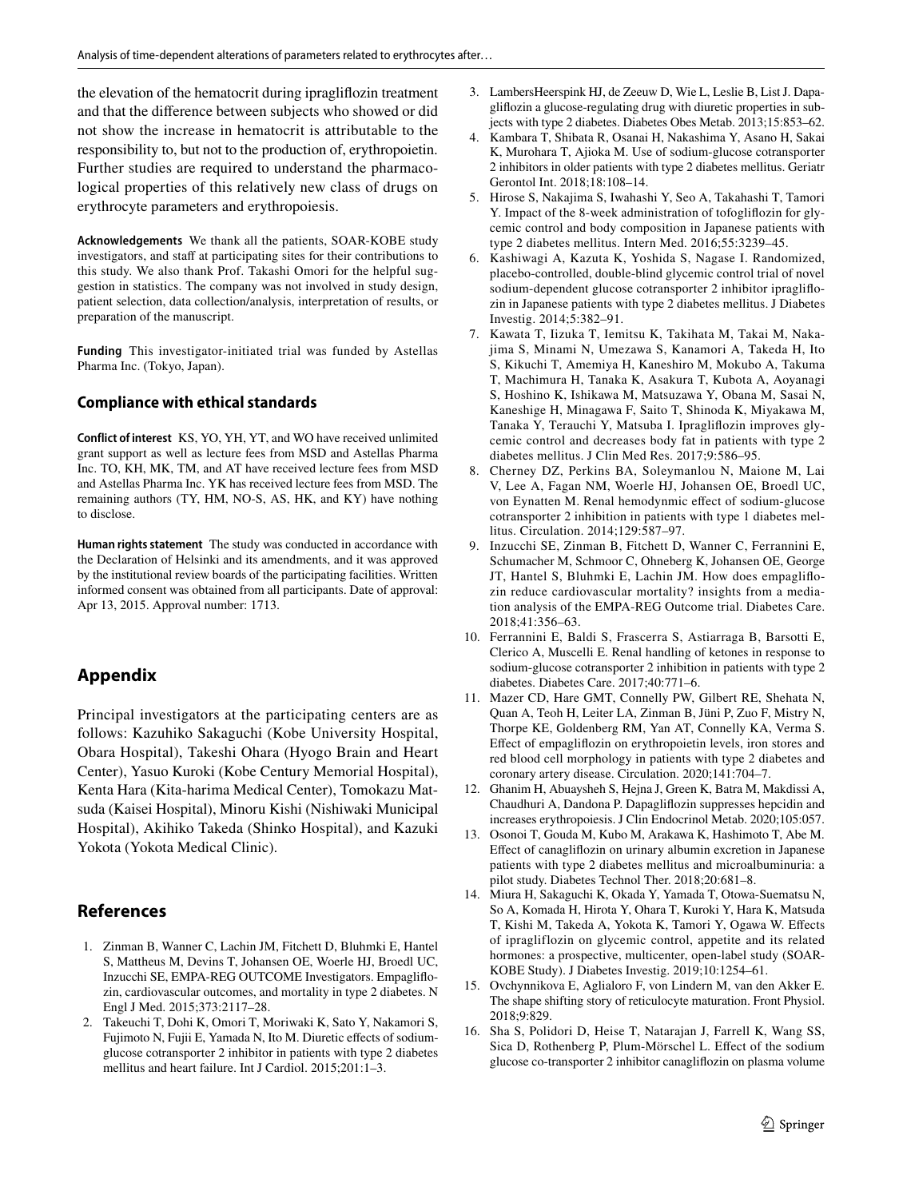the elevation of the hematocrit during ipragliflozin treatment and that the difference between subjects who showed or did not show the increase in hematocrit is attributable to the responsibility to, but not to the production of, erythropoietin. Further studies are required to understand the pharmacological properties of this relatively new class of drugs on erythrocyte parameters and erythropoiesis.

**Acknowledgements** We thank all the patients, SOAR-KOBE study investigators, and staff at participating sites for their contributions to this study. We also thank Prof. Takashi Omori for the helpful suggestion in statistics. The company was not involved in study design, patient selection, data collection/analysis, interpretation of results, or preparation of the manuscript.

**Funding** This investigator-initiated trial was funded by Astellas Pharma Inc. (Tokyo, Japan).

### Compliance with ethical standards

**Conflict of interest** KS, YO, YH, YT, and WO have received unlimited grant support as well as lecture fees from MSD and Astellas Pharma Inc. TO, KH, MK, TM, and AT have received lecture fees from MSD and Astellas Pharma Inc. YK has received lecture fees from MSD. The remaining authors (TY, HM, NO-S, AS, HK, and KY) have nothing to disclose.

**Human rights statement** The study was conducted in accordance with the Declaration of Helsinki and its amendments, and it was approved by the institutional review boards of the participating facilities. Written informed consent was obtained from all participants. Date of approval: Apr 13, 2015. Approval number: 1713.

## Appendix

Principal investigators at the participating centers are as follows: Kazuhiko Sakaguchi (Kobe University Hospital, Obara Hospital), Takeshi Ohara (Hyogo Brain and Heart Center), Yasuo Kuroki (Kobe Century Memorial Hospital), Kenta Hara (Kita-harima Medical Center), Tomokazu Matsuda (Kaisei Hospital), Minoru Kishi (Nishiwaki Municipal Hospital), Akihiko Takeda (Shinko Hospital), and Kazuki Yokota (Yokota Medical Clinic).

## References

1. Zinman B, Wanner C, Lachin JM, Fitchett D, Bluhmki E, Hantel S, Mattheus M, Devins T, Johansen OE, Woerle HJ, Broedl UC, Inzucchi SE, EMPA-REG OUTCOME Investigators. Empagliflozin, cardiovascular outcomes, and mortality in type 2 diabetes. N Engl J Med. 2015;373:2117–28.
2. Takeuchi T, Dohi K, Omori T, Moriwaki K, Sato Y, Nakamori S, Fujimoto N, Fujii E, Yamada N, Ito M. Diuretic effects of sodium-glucose cotransporter 2 inhibitor in patients with type 2 diabetes mellitus and heart failure. Int J Cardiol. 2015;201:1–3.
3. LambersHeerspink HJ, de Zeeuw D, Wie L, Leslie B, List J. Dapagliflozin a glucose-regulating drug with diuretic properties in subjects with type 2 diabetes. Diabetes Obes Metab. 2013;15:853–62.
4. Kambara T, Shibata R, Osanai H, Nakashima Y, Asano H, Sakai K, Murohara T, Ajioka M. Use of sodium-glucose cotransporter 2 inhibitors in older patients with type 2 diabetes mellitus. Geriatr Gerontol Int. 2018;18:108–14.
5. Hirose S, Nakajima S, Iwahashi Y, Seo A, Takahashi T, Tamori Y. Impact of the 8-week administration of tofogliflozin for glycemic control and body composition in Japanese patients with type 2 diabetes mellitus. Intern Med. 2016;55:3239–45.
6. Kashiwagi A, Kazuta K, Yoshida S, Nagase I. Randomized, placebo-controlled, double-blind glycemic control trial of novel sodium-dependent glucose cotransporter 2 inhibitor ipragliflozin in Japanese patients with type 2 diabetes mellitus. J Diabetes Investig. 2014;5:382–91.
7. Kawata T, Iizuka T, Iemitsu K, Takihata M, Takai M, Nakajima S, Minami N, Umezawa S, Kanamori A, Takeda H, Ito S, Kikuchi T, Amemiya H, Kaneshiro M, Mokubo A, Takuma T, Machimura H, Tanaka K, Asakura T, Kubota A, Aoyanagi S, Hoshino K, Ishikawa M, Matsuzawa Y, Obana M, Sasai N, Kaneshige H, Minagawa F, Saito T, Shinoda K, Miyakawa M, Tanaka Y, Terauchi Y, Matsuba I. Ipragliflozin improves glycemic control and decreases body fat in patients with type 2 diabetes mellitus. J Clin Med Res. 2017;9:586–95.
8. Cherney DZ, Perkins BA, Soleymanlou N, Maione M, Lai V, Lee A, Fagan NM, Woerle HJ, Johansen OE, Broedl UC, von Eynatten M. Renal hemodynmic effect of sodium-glucose cotransporter 2 inhibition in patients with type 1 diabetes mellitus. Circulation. 2014;129:587–97.
9. Inzucchi SE, Zinman B, Fitchett D, Wanner C, Ferrannini E, Schumacher M, Schmoor C, Ohneberg K, Johansen OE, George JT, Hantel S, Bluhmki E, Lachin JM. How does empagliflozin reduce cardiovascular mortality? insights from a mediation analysis of the EMPA-REG Outcome trial. Diabetes Care. 2018;41:356–63.
10. Ferrannini E, Baldi S, Frascerra S, Astiarraga B, Barsotti E, Clerico A, Muscelli E. Renal handling of ketones in response to sodium-glucose cotransporter 2 inhibition in patients with type 2 diabetes. Diabetes Care. 2017;40:771–6.
11. Mazer CD, Hare GMT, Connelly PW, Gilbert RE, Shehata N, Quan A, Teoh H, Leiter LA, Zinman B, Jüni P, Zuo F, Mistry N, Thorpe KE, Goldenberg RM, Yan AT, Connelly KA, Verma S. Effect of empagliflozin on erythropoietin levels, iron stores and red blood cell morphology in patients with type 2 diabetes and coronary artery disease. Circulation. 2020;141:704–7.
12. Ghanim H, Abuaysheh S, Hejna J, Green K, Batra M, Makdissi A, Chaudhuri A, Dandona P. Dapagliflozin suppresses hepcidin and increases erythropoiesis. J Clin Endocrinol Metab. 2020;105:057.
13. Osonoi T, Gouda M, Kubo M, Arakawa K, Hashimoto T, Abe M. Effect of canagliflozin on urinary albumin excretion in Japanese patients with type 2 diabetes mellitus and microalbuminuria: a pilot study. Diabetes Technol Ther. 2018;20:681–8.
14. Miura H, Sakaguchi K, Okada Y, Yamada T, Otowa-Suematsu N, So A, Komada H, Hirota Y, Ohara T, Kuroki Y, Hara K, Matsuda T, Kishi M, Takeda A, Yokota K, Tamori Y, Ogawa W. Effects of ipragliflozin on glycemic control, appetite and its related hormones: a prospective, multicenter, open-label study (SOAR-KOBE Study). J Diabetes Investig. 2019;10:1254–61.
15. Ovchynnikova E, Aglialoro F, von Lindern M, van den Akker E. The shape shifting story of reticulocyte maturation. Front Physiol. 2018;9:829.
16. Sha S, Polidori D, Heise T, Natarajan J, Farrell K, Wang SS, Sica D, Rothenberg P, Plum-Mörschel L. Effect of the sodium glucose co-transporter 2 inhibitor canagliflozin on plasma volume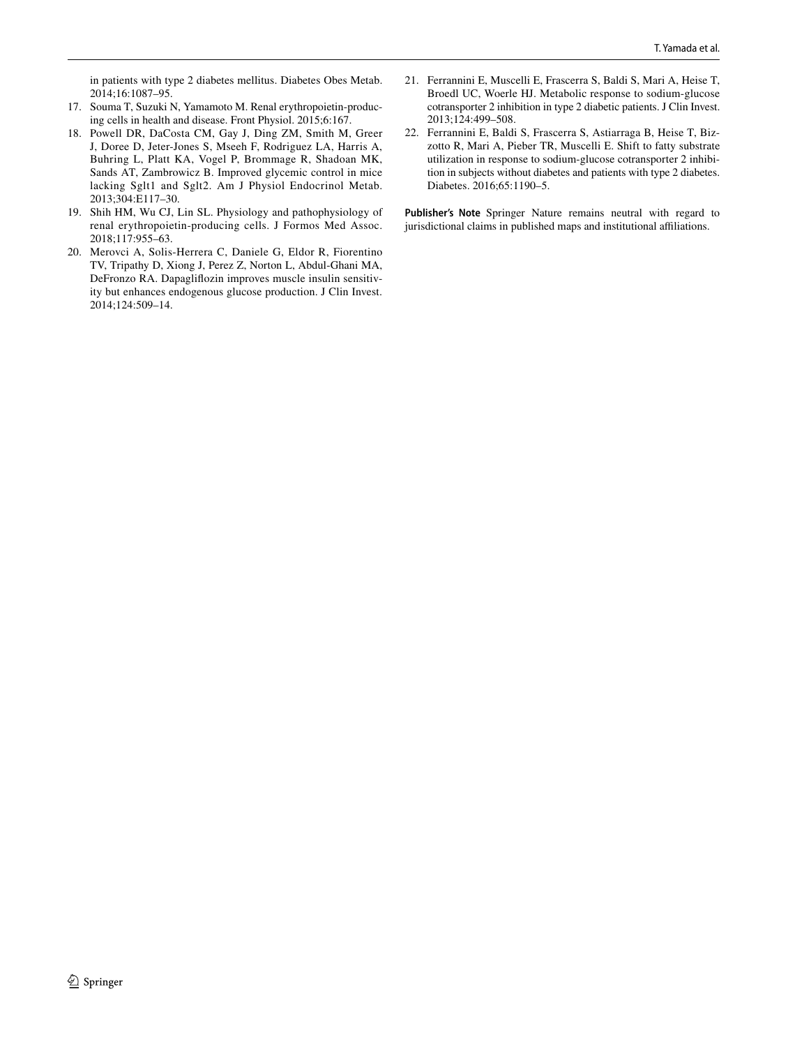in patients with type 2 diabetes mellitus. Diabetes Obes Metab. 2014;16:1087–95.

17. Souma T, Suzuki N, Yamamoto M. Renal erythropoietin-producing cells in health and disease. Front Physiol. 2015;6:167.
18. Powell DR, DaCosta CM, Gay J, Ding ZM, Smith M, Greer J, Doree D, Jeter-Jones S, Mseeh F, Rodriguez LA, Harris A, Buhring L, Platt KA, Vogel P, Brommage R, Shadoan MK, Sands AT, Zambrowicz B. Improved glycemic control in mice lacking Sglt1 and Sglt2. Am J Physiol Endocrinol Metab. 2013;304:E117–30.
19. Shih HM, Wu CJ, Lin SL. Physiology and pathophysiology of renal erythropoietin-producing cells. J Formos Med Assoc. 2018;117:955–63.
20. Merovci A, Solis-Herrera C, Daniele G, Eldor R, Fiorentino TV, Tripathy D, Xiong J, Perez Z, Norton L, Abdul-Ghani MA, DeFronzo RA. Dapagliflozin improves muscle insulin sensitivity but enhances endogenous glucose production. J Clin Invest. 2014;124:509–14.
21. Ferrannini E, Muscelli E, Frascerra S, Baldi S, Mari A, Heise T, Broedl UC, Woerle HJ. Metabolic response to sodium-glucose cotransporter 2 inhibition in type 2 diabetic patients. J Clin Invest. 2013;124:499–508.
22. Ferrannini E, Baldi S, Frascerra S, Astiarraga B, Heise T, Bizzotto R, Mari A, Pieber TR, Muscelli E. Shift to fatty substrate utilization in response to sodium-glucose cotransporter 2 inhibition in subjects without diabetes and patients with type 2 diabetes. Diabetes. 2016;65:1190–5.

**Publisher's Note** Springer Nature remains neutral with regard to jurisdictional claims in published maps and institutional affiliations.